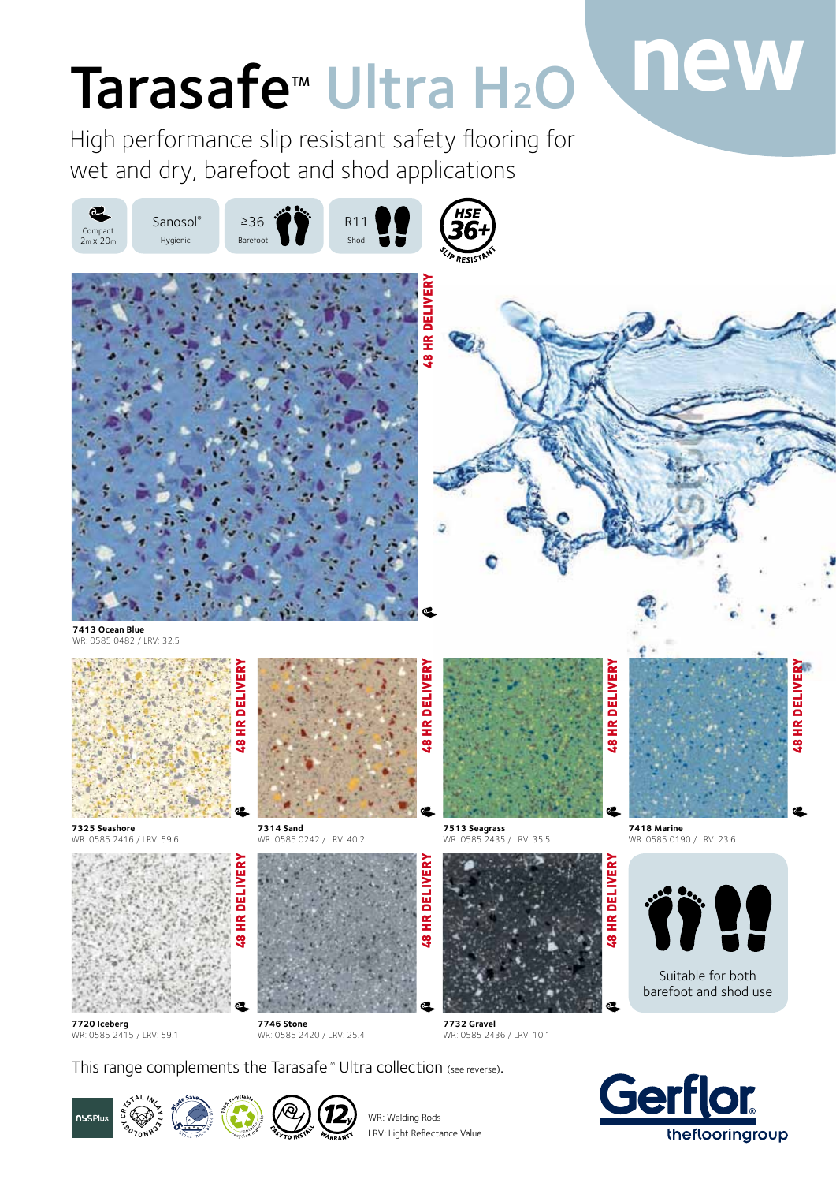# Tarasafe™ Ultra $H_2O$

new

High performance slip resistant safety flooring for wet and dry, barefoot and shod applications

Compact 2m x 20m | Sanosol® Hygienic | ≥36 Barefoot | R11 Shod | HSE 36+ SLIP RESISTANT

48 HR DELIVERY

**7413 Ocean Blue**
WR: 0585 0482 / LRV: 32.5

48 HR DELIVERY

**7325 Seashore**
WR: 0585 2416 / LRV: 59.6

48 HR DELIVERY

**7314 Sand**
WR: 0585 0242 / LRV: 40.2

48 HR DELIVERY

**7513 Seagrass**
WR: 0585 2435 / LRV: 35.5

48 HR DELIVERY

**7418 Marine**
WR: 0585 0190 / LRV: 23.6

48 HR DELIVERY

**7720 Iceberg**
WR: 0585 2415 / LRV: 59.1

48 HR DELIVERY

**7746 Stone**
WR: 0585 2420 / LRV: 25.4

48 HR DELIVERY

**7732 Gravel**
WR: 0585 2436 / LRV: 10.1

Suitable for both barefoot and shod use

This range complements the Tarasafe™ Ultra collection (see reverse).

WR: Welding Rods
LRV: Light Reflectance Value

Gerflor theflooringgroup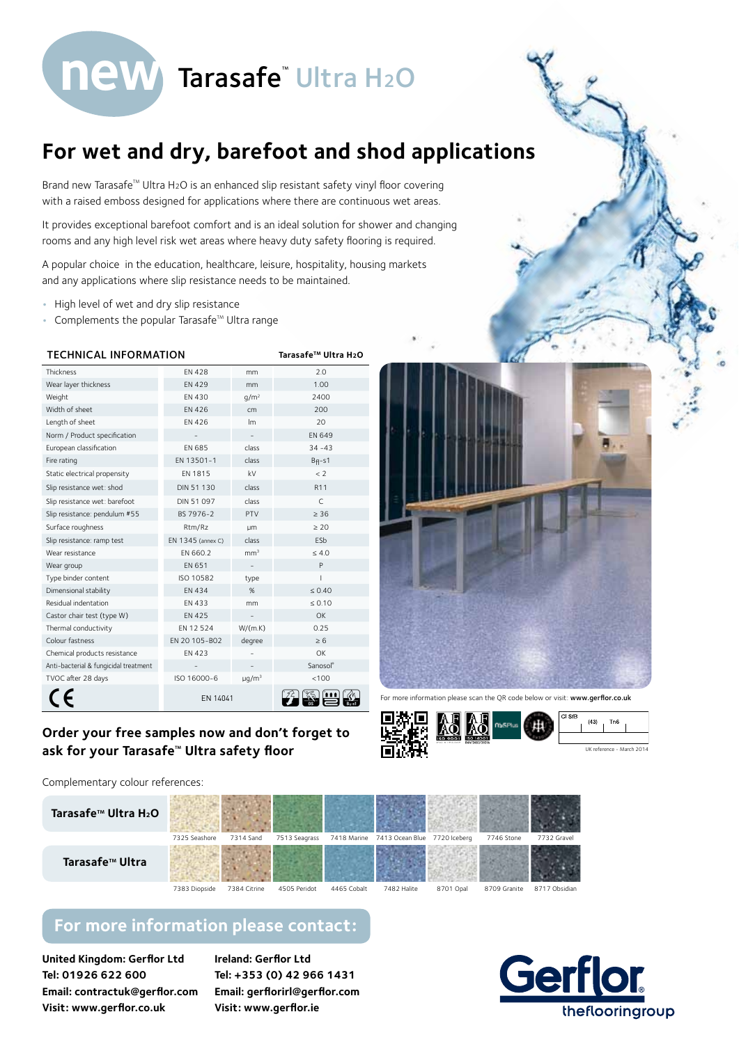# new Tarasafe™ Ultra $H_2O$

## For wet and dry, barefoot and shod applications

Brand new Tarasafe™ Ultra $H_2O$ is an enhanced slip resistant safety vinyl floor covering with a raised emboss designed for applications where there are continuous wet areas.

It provides exceptional barefoot comfort and is an ideal solution for shower and changing rooms and any high level risk wet areas where heavy duty safety flooring is required.

A popular choice in the education, healthcare, leisure, hospitality, housing markets and any applications where slip resistance needs to be maintained.

- High level of wet and dry slip resistance
- Complements the popular Tarasafe™ Ultra range

| TECHNICAL INFORMATION | | | Tarasafe™ Ultra $H_2O$ |
|---|---|---|---|
| Thickness | EN 428 | mm | 2.0 |
| Wear layer thickness | EN 429 | mm | 1.00 |
| Weight | EN 430 | g/m² | 2400 |
| Width of sheet | EN 426 | cm | 200 |
| Length of sheet | EN 426 | lm | 20 |
| Norm / Product specification | - | - | EN 649 |
| European classification | EN 685 | class | 34 -43 |
| Fire rating | EN 13501-1 | class | $B_{fl}$-s1 |
| Static electrical propensity | EN 1815 | kV | < 2 |
| Slip resistance wet: shod | DIN 51 130 | class | R11 |
| Slip resistance wet: barefoot | DIN 51 097 | class | C |
| Slip resistance: pendulum #55 | BS 7976-2 | PTV | ≥ 36 |
| Surface roughness | Rtm/Rz | µm | ≥ 20 |
| Slip resistance: ramp test | EN 1345 (annex C) | class | ESb |
| Wear resistance | EN 660.2 | mm³ | ≤ 4.0 |
| Wear group | EN 651 | - | P |
| Type binder content | ISO 10582 | type | I |
| Dimensional stability | EN 434 | % | ≤ 0.40 |
| Residual indentation | EN 433 | mm | ≤ 0.10 |
| Castor chair test (type W) | EN 425 | - | OK |
| Thermal conductivity | EN 12 524 | W/(m.K) | 0.25 |
| Colour fastness | EN 20 105-B02 | degree | ≥ 6 |
| Chemical products resistance | EN 423 | - | OK |
| Anti-bacterial & fungicidal treatment | - | - | Sanosol® |
| TVOC after 28 days | ISO 16000-6 | µg/m³ | <100 |
| CE | EN 14041 | | |

For more information please scan the QR code below or visit: **www.gerflor.co.uk**

UK reference - March 2014

**Order your free samples now and don't forget to ask for your Tarasafe™ Ultra safety floor**

Complementary colour references:

| | | | | | | | | |
|---|---|---|---|---|---|---|---|---|
| **Tarasafe™ Ultra $H_2O$** | 7325 Seashore | 7314 Sand | 7513 Seagrass | 7418 Marine | 7413 Ocean Blue | 7720 Iceberg | 7746 Stone | 7732 Gravel |
| **Tarasafe™ Ultra** | 7383 Diopside | 7384 Citrine | 4505 Peridot | 4465 Cobalt | 7482 Halite | 8701 Opal | 8709 Granite | 8717 Obsidian |

## For more information please contact:

**United Kingdom: Gerflor Ltd**
**Tel: 01926 622 600**
**Email: contractuk@gerflor.com**
**Visit: www.gerflor.co.uk**

**Ireland: Gerflor Ltd**
**Tel: +353 (0) 42 966 1431**
**Email: gerflorirl@gerflor.com**
**Visit: www.gerflor.ie**

Gerflor theflooringgroup